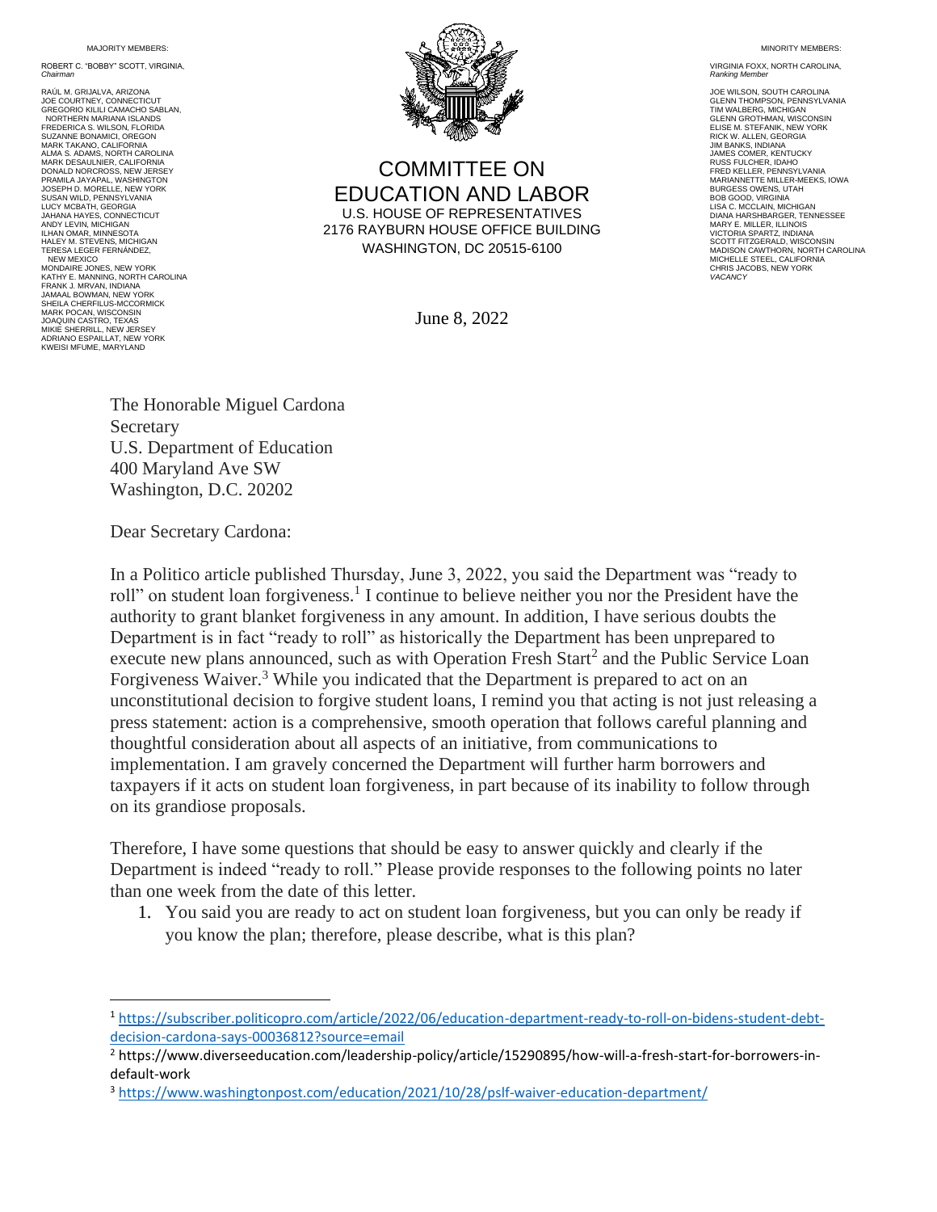MAJORITY MEMBERS:

ROBERT C. "BOBBY" SCOTT, VIRGINIA,
*Chairman*

RAÚL M. GRIJALVA, ARIZONA
JOE COURTNEY, CONNECTICUT
GREGORIO KILILI CAMACHO SABLAN, NORTHERN MARIANA ISLANDS
FREDERICA S. WILSON, FLORIDA
SUZANNE BONAMICI, OREGON
MARK TAKANO, CALIFORNIA
ALMA S. ADAMS, NORTH CAROLINA
MARK DESAULNIER, CALIFORNIA
DONALD NORCROSS, NEW JERSEY
PRAMILA JAYAPAL, WASHINGTON
JOSEPH D. MORELLE, NEW YORK
SUSAN WILD, PENNSYLVANIA
LUCY MCBATH, GEORGIA
JAHANA HAYES, CONNECTICUT
ANDY LEVIN, MICHIGAN
ILHAN OMAR, MINNESOTA
HALEY M. STEVENS, MICHIGAN
TERESA LEGER FERNÁNDEZ, NEW MEXICO
MONDAIRE JONES, NEW YORK
KATHY E. MANNING, NORTH CAROLINA
FRANK J. MRVAN, INDIANA
JAMAAL BOWMAN, NEW YORK
SHEILA CHERFILUS-MCCORMICK
MARK POCAN, WISCONSIN
JOAQUIN CASTRO, TEXAS
MIKIE SHERRILL, NEW JERSEY
ADRIANO ESPAILLAT, NEW YORK
KWEISI MFUME, MARYLAND

# COMMITTEE ON EDUCATION AND LABOR

U.S. HOUSE OF REPRESENTATIVES
2176 RAYBURN HOUSE OFFICE BUILDING
WASHINGTON, DC 20515-6100

MINORITY MEMBERS:

VIRGINIA FOXX, NORTH CAROLINA,
*Ranking Member*

JOE WILSON, SOUTH CAROLINA
GLENN THOMPSON, PENNSYLVANIA
TIM WALBERG, MICHIGAN
GLENN GROTHMAN, WISCONSIN
ELISE M. STEFANIK, NEW YORK
RICK W. ALLEN, GEORGIA
JIM BANKS, INDIANA
JAMES COMER, KENTUCKY
RUSS FULCHER, IDAHO
FRED KELLER, PENNSYLVANIA
MARIANNETTE MILLER-MEEKS, IOWA
BURGESS OWENS, UTAH
BOB GOOD, VIRGINIA
LISA C. MCCLAIN, MICHIGAN
DIANA HARSHBARGER, TENNESSEE
MARY E. MILLER, ILLINOIS
VICTORIA SPARTZ, INDIANA
SCOTT FITZGERALD, WISCONSIN
MADISON CAWTHORN, NORTH CAROLINA
MICHELLE STEEL, CALIFORNIA
CHRIS JACOBS, NEW YORK
*VACANCY*

June 8, 2022

The Honorable Miguel Cardona
Secretary
U.S. Department of Education
400 Maryland Ave SW
Washington, D.C. 20202

Dear Secretary Cardona:

In a Politico article published Thursday, June 3, 2022, you said the Department was "ready to roll" on student loan forgiveness.[1] I continue to believe neither you nor the President have the authority to grant blanket forgiveness in any amount. In addition, I have serious doubts the Department is in fact "ready to roll" as historically the Department has been unprepared to execute new plans announced, such as with Operation Fresh Start[2] and the Public Service Loan Forgiveness Waiver.[3] While you indicated that the Department is prepared to act on an unconstitutional decision to forgive student loans, I remind you that acting is not just releasing a press statement: action is a comprehensive, smooth operation that follows careful planning and thoughtful consideration about all aspects of an initiative, from communications to implementation. I am gravely concerned the Department will further harm borrowers and taxpayers if it acts on student loan forgiveness, in part because of its inability to follow through on its grandiose proposals.

Therefore, I have some questions that should be easy to answer quickly and clearly if the Department is indeed "ready to roll." Please provide responses to the following points no later than one week from the date of this letter.

1. You said you are ready to act on student loan forgiveness, but you can only be ready if you know the plan; therefore, please describe, what is this plan?

---

[1] https://subscriber.politicopro.com/article/2022/06/education-department-ready-to-roll-on-bidens-student-debt-decision-cardona-says-00036812?source=email

[2] https://www.diverseeducation.com/leadership-policy/article/15290895/how-will-a-fresh-start-for-borrowers-in-default-work

[3] https://www.washingtonpost.com/education/2021/10/28/pslf-waiver-education-department/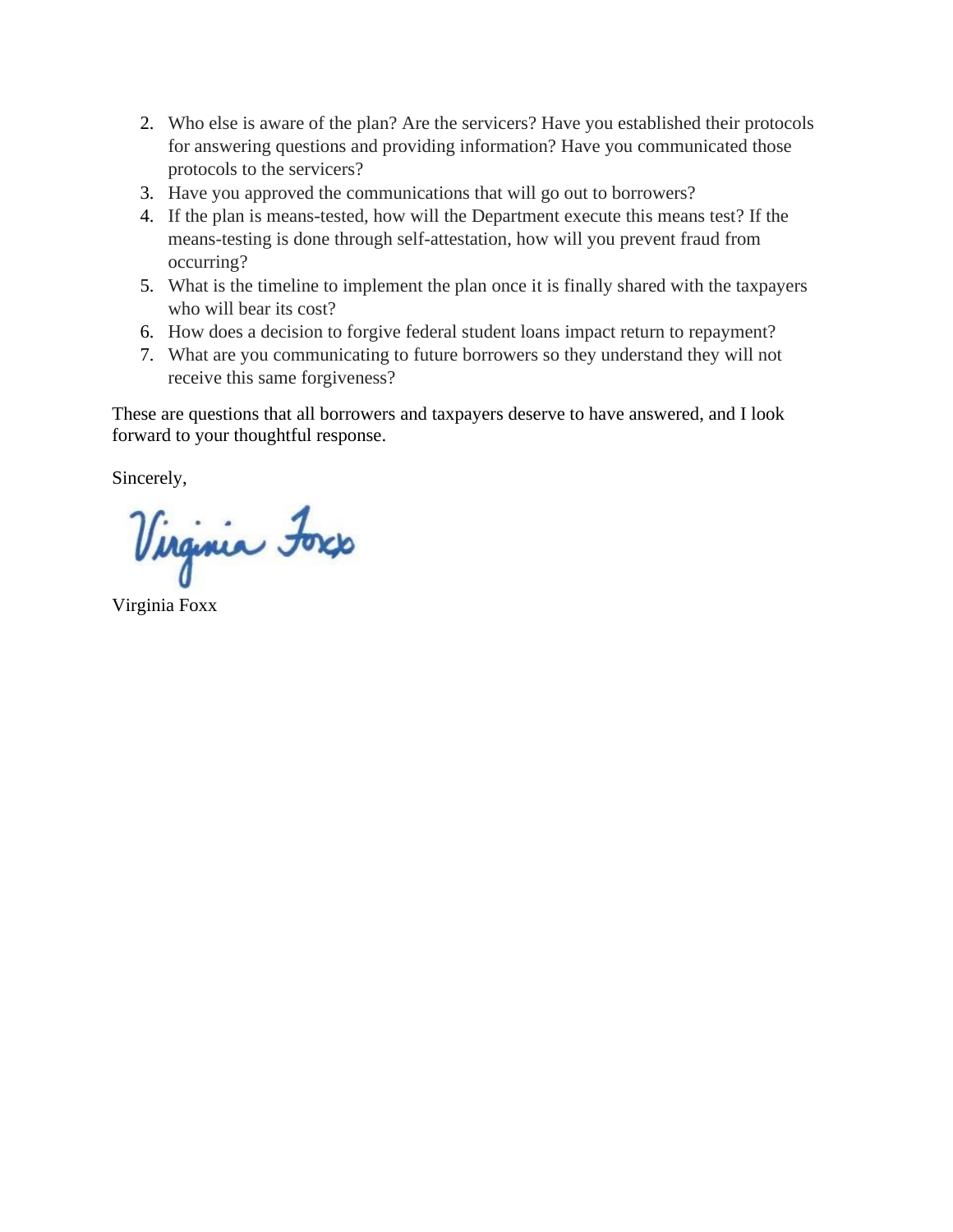2. Who else is aware of the plan? Are the servicers? Have you established their protocols for answering questions and providing information? Have you communicated those protocols to the servicers?
3. Have you approved the communications that will go out to borrowers?
4. If the plan is means-tested, how will the Department execute this means test? If the means-testing is done through self-attestation, how will you prevent fraud from occurring?
5. What is the timeline to implement the plan once it is finally shared with the taxpayers who will bear its cost?
6. How does a decision to forgive federal student loans impact return to repayment?
7. What are you communicating to future borrowers so they understand they will not receive this same forgiveness?

These are questions that all borrowers and taxpayers deserve to have answered, and I look forward to your thoughtful response.

Sincerely,

Virginia Foxx